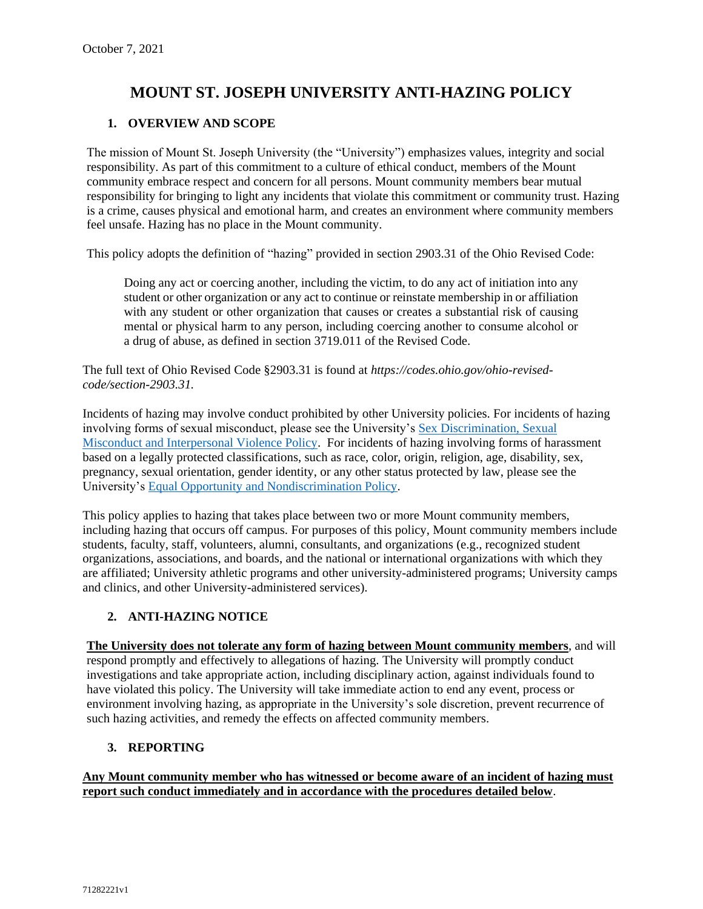October 7, 2021

# MOUNT ST. JOSEPH UNIVERSITY ANTI-HAZING POLICY

## 1. OVERVIEW AND SCOPE

The mission of Mount St. Joseph University (the "University") emphasizes values, integrity and social responsibility. As part of this commitment to a culture of ethical conduct, members of the Mount community embrace respect and concern for all persons. Mount community members bear mutual responsibility for bringing to light any incidents that violate this commitment or community trust. Hazing is a crime, causes physical and emotional harm, and creates an environment where community members feel unsafe. Hazing has no place in the Mount community.

This policy adopts the definition of "hazing" provided in section 2903.31 of the Ohio Revised Code:

> Doing any act or coercing another, including the victim, to do any act of initiation into any student or other organization or any act to continue or reinstate membership in or affiliation with any student or other organization that causes or creates a substantial risk of causing mental or physical harm to any person, including coercing another to consume alcohol or a drug of abuse, as defined in section 3719.011 of the Revised Code.

The full text of Ohio Revised Code §2903.31 is found at *https://codes.ohio.gov/ohio-revised-code/section-2903.31.*

Incidents of hazing may involve conduct prohibited by other University policies. For incidents of hazing involving forms of sexual misconduct, please see the University's Sex Discrimination, Sexual Misconduct and Interpersonal Violence Policy. For incidents of hazing involving forms of harassment based on a legally protected classifications, such as race, color, origin, religion, age, disability, sex, pregnancy, sexual orientation, gender identity, or any other status protected by law, please see the University's Equal Opportunity and Nondiscrimination Policy.

This policy applies to hazing that takes place between two or more Mount community members, including hazing that occurs off campus. For purposes of this policy, Mount community members include students, faculty, staff, volunteers, alumni, consultants, and organizations (e.g., recognized student organizations, associations, and boards, and the national or international organizations with which they are affiliated; University athletic programs and other university-administered programs; University camps and clinics, and other University-administered services).

## 2. ANTI-HAZING NOTICE

**The University does not tolerate any form of hazing between Mount community members**, and will respond promptly and effectively to allegations of hazing. The University will promptly conduct investigations and take appropriate action, including disciplinary action, against individuals found to have violated this policy. The University will take immediate action to end any event, process or environment involving hazing, as appropriate in the University's sole discretion, prevent recurrence of such hazing activities, and remedy the effects on affected community members.

## 3. REPORTING

**Any Mount community member who has witnessed or become aware of an incident of hazing must report such conduct immediately and in accordance with the procedures detailed below**.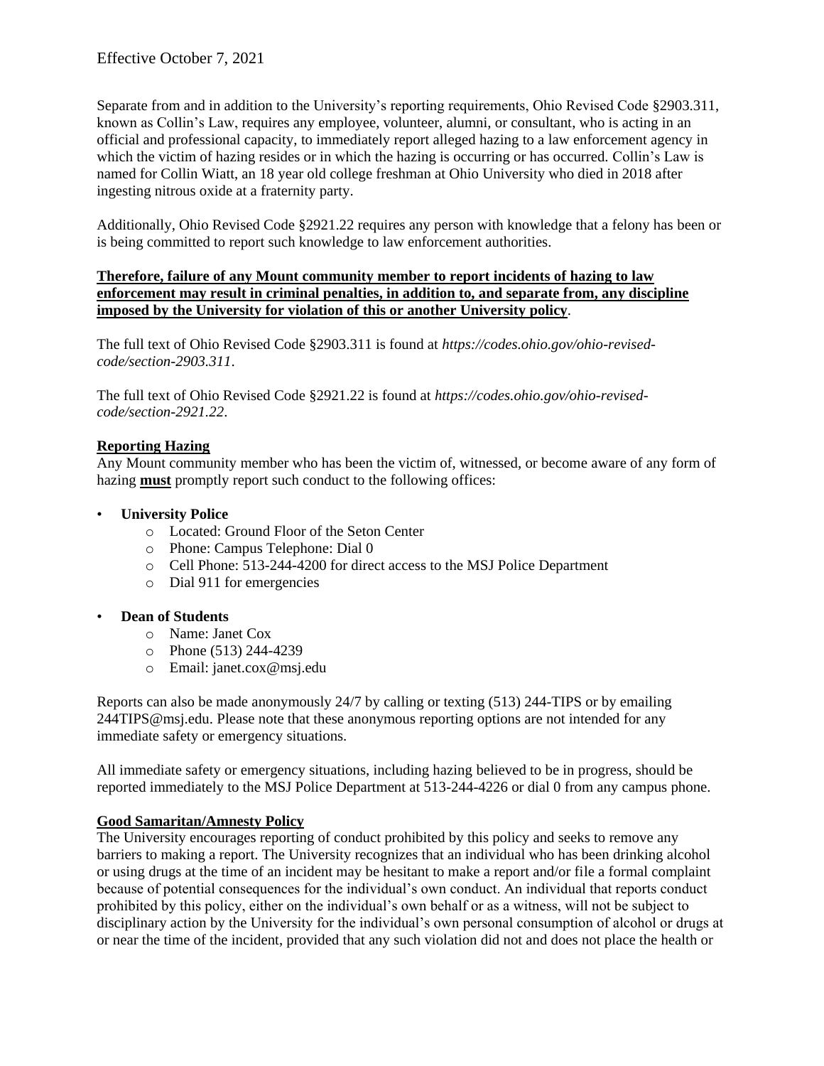Effective October 7, 2021

Separate from and in addition to the University's reporting requirements, Ohio Revised Code §2903.311, known as Collin's Law, requires any employee, volunteer, alumni, or consultant, who is acting in an official and professional capacity, to immediately report alleged hazing to a law enforcement agency in which the victim of hazing resides or in which the hazing is occurring or has occurred. Collin's Law is named for Collin Wiatt, an 18 year old college freshman at Ohio University who died in 2018 after ingesting nitrous oxide at a fraternity party.

Additionally, Ohio Revised Code §2921.22 requires any person with knowledge that a felony has been or is being committed to report such knowledge to law enforcement authorities.

**Therefore, failure of any Mount community member to report incidents of hazing to law enforcement may result in criminal penalties, in addition to, and separate from, any discipline imposed by the University for violation of this or another University policy**.

The full text of Ohio Revised Code §2903.311 is found at *https://codes.ohio.gov/ohio-revised-code/section-2903.311*.

The full text of Ohio Revised Code §2921.22 is found at *https://codes.ohio.gov/ohio-revised-code/section-2921.22*.

**Reporting Hazing**

Any Mount community member who has been the victim of, witnessed, or become aware of any form of hazing **must** promptly report such conduct to the following offices:

- **University Police**
  - Located: Ground Floor of the Seton Center
  - Phone: Campus Telephone: Dial 0
  - Cell Phone: 513-244-4200 for direct access to the MSJ Police Department
  - Dial 911 for emergencies
- **Dean of Students**
  - Name: Janet Cox
  - Phone (513) 244-4239
  - Email: janet.cox@msj.edu

Reports can also be made anonymously 24/7 by calling or texting (513) 244-TIPS or by emailing 244TIPS@msj.edu. Please note that these anonymous reporting options are not intended for any immediate safety or emergency situations.

All immediate safety or emergency situations, including hazing believed to be in progress, should be reported immediately to the MSJ Police Department at 513-244-4226 or dial 0 from any campus phone.

**Good Samaritan/Amnesty Policy**

The University encourages reporting of conduct prohibited by this policy and seeks to remove any barriers to making a report. The University recognizes that an individual who has been drinking alcohol or using drugs at the time of an incident may be hesitant to make a report and/or file a formal complaint because of potential consequences for the individual's own conduct. An individual that reports conduct prohibited by this policy, either on the individual's own behalf or as a witness, will not be subject to disciplinary action by the University for the individual's own personal consumption of alcohol or drugs at or near the time of the incident, provided that any such violation did not and does not place the health or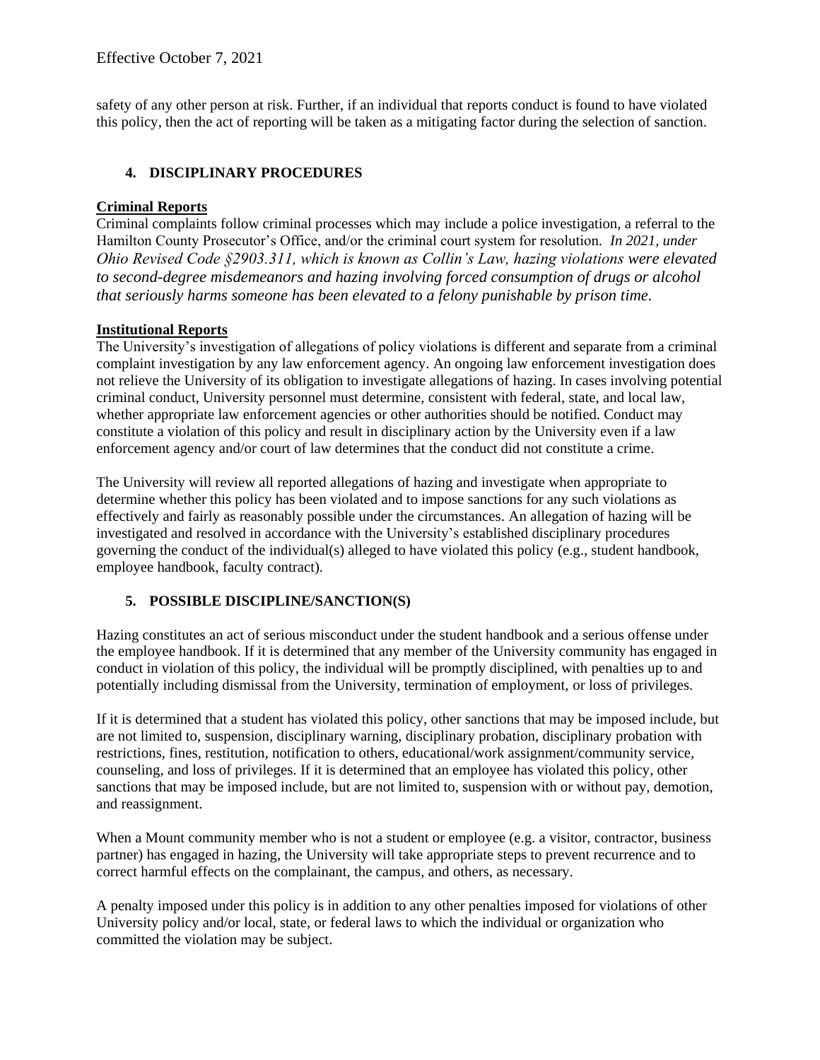safety of any other person at risk. Further, if an individual that reports conduct is found to have violated this policy, then the act of reporting will be taken as a mitigating factor during the selection of sanction.

## 4. DISCIPLINARY PROCEDURES

**Criminal Reports**

Criminal complaints follow criminal processes which may include a police investigation, a referral to the Hamilton County Prosecutor's Office, and/or the criminal court system for resolution. *In 2021, under Ohio Revised Code §2903.311, which is known as Collin's Law, hazing violations were elevated to second-degree misdemeanors and hazing involving forced consumption of drugs or alcohol that seriously harms someone has been elevated to a felony punishable by prison time.*

**Institutional Reports**

The University's investigation of allegations of policy violations is different and separate from a criminal complaint investigation by any law enforcement agency. An ongoing law enforcement investigation does not relieve the University of its obligation to investigate allegations of hazing. In cases involving potential criminal conduct, University personnel must determine, consistent with federal, state, and local law, whether appropriate law enforcement agencies or other authorities should be notified. Conduct may constitute a violation of this policy and result in disciplinary action by the University even if a law enforcement agency and/or court of law determines that the conduct did not constitute a crime.

The University will review all reported allegations of hazing and investigate when appropriate to determine whether this policy has been violated and to impose sanctions for any such violations as effectively and fairly as reasonably possible under the circumstances. An allegation of hazing will be investigated and resolved in accordance with the University's established disciplinary procedures governing the conduct of the individual(s) alleged to have violated this policy (e.g., student handbook, employee handbook, faculty contract).

## 5. POSSIBLE DISCIPLINE/SANCTION(S)

Hazing constitutes an act of serious misconduct under the student handbook and a serious offense under the employee handbook. If it is determined that any member of the University community has engaged in conduct in violation of this policy, the individual will be promptly disciplined, with penalties up to and potentially including dismissal from the University, termination of employment, or loss of privileges.

If it is determined that a student has violated this policy, other sanctions that may be imposed include, but are not limited to, suspension, disciplinary warning, disciplinary probation, disciplinary probation with restrictions, fines, restitution, notification to others, educational/work assignment/community service, counseling, and loss of privileges. If it is determined that an employee has violated this policy, other sanctions that may be imposed include, but are not limited to, suspension with or without pay, demotion, and reassignment.

When a Mount community member who is not a student or employee (e.g. a visitor, contractor, business partner) has engaged in hazing, the University will take appropriate steps to prevent recurrence and to correct harmful effects on the complainant, the campus, and others, as necessary.

A penalty imposed under this policy is in addition to any other penalties imposed for violations of other University policy and/or local, state, or federal laws to which the individual or organization who committed the violation may be subject.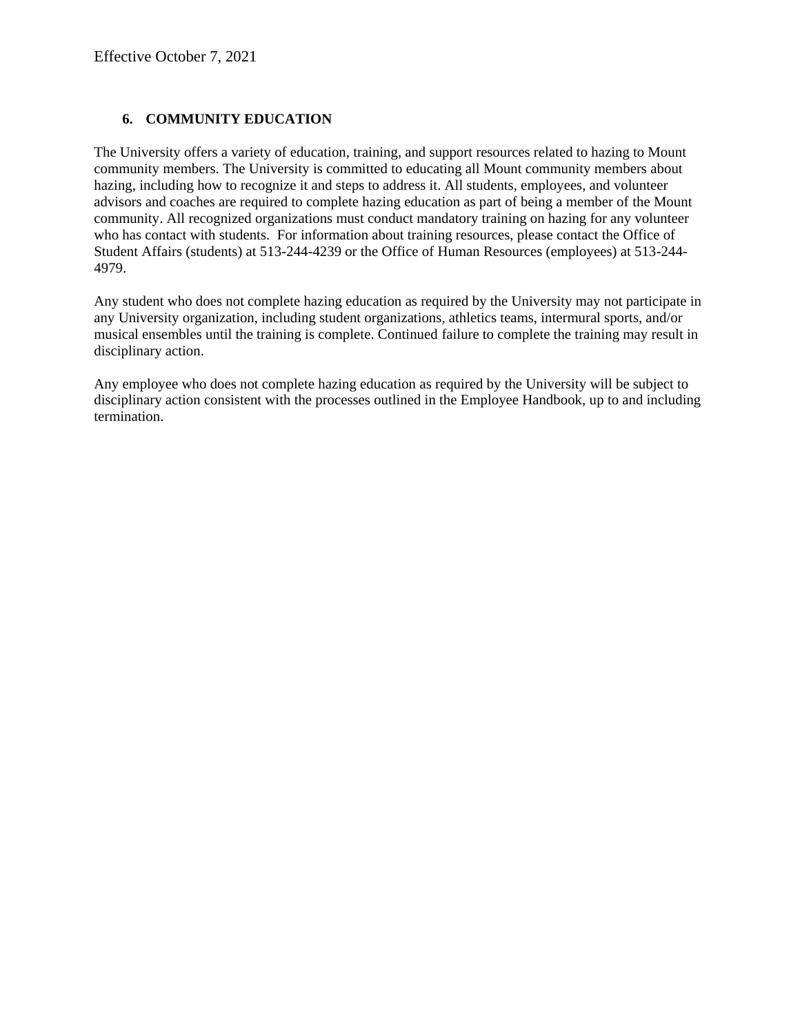Effective October 7, 2021

### 6. COMMUNITY EDUCATION

The University offers a variety of education, training, and support resources related to hazing to Mount community members. The University is committed to educating all Mount community members about hazing, including how to recognize it and steps to address it. All students, employees, and volunteer advisors and coaches are required to complete hazing education as part of being a member of the Mount community. All recognized organizations must conduct mandatory training on hazing for any volunteer who has contact with students. For information about training resources, please contact the Office of Student Affairs (students) at 513-244-4239 or the Office of Human Resources (employees) at 513-244-4979.

Any student who does not complete hazing education as required by the University may not participate in any University organization, including student organizations, athletics teams, intermural sports, and/or musical ensembles until the training is complete. Continued failure to complete the training may result in disciplinary action.

Any employee who does not complete hazing education as required by the University will be subject to disciplinary action consistent with the processes outlined in the Employee Handbook, up to and including termination.